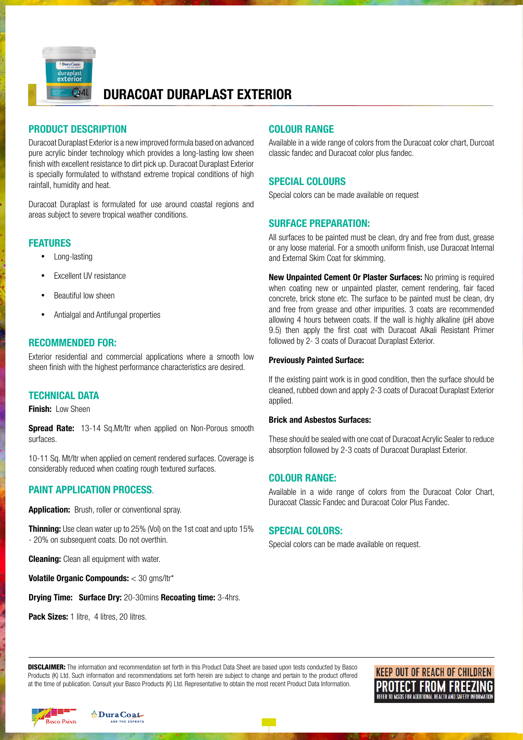# DURACOAT DURAPLAST EXTERIOR

## PRODUCT DESCRIPTION

Duracoat Duraplast Exterior is a new improved formula based on advanced pure acrylic binder technology which provides a long-lasting low sheen finish with excellent resistance to dirt pick up. Duracoat Duraplast Exterior is specially formulated to withstand extreme tropical conditions of high rainfall, humidity and heat.

Duracoat Duraplast is formulated for use around coastal regions and areas subject to severe tropical weather conditions.

## FEATURES

- Long-lasting
- Excellent UV resistance
- Beautiful low sheen
- Antialgal and Antifungal properties

## RECOMMENDED FOR:

Exterior residential and commercial applications where a smooth low sheen finish with the highest performance characteristics are desired.

## TECHNICAL DATA

**Finish:** Low Sheen

**Spread Rate:** 13-14 Sq.Mt/ltr when applied on Non-Porous smooth surfaces.

10-11 Sq. Mt/ltr when applied on cement rendered surfaces. Coverage is considerably reduced when coating rough textured surfaces.

## PAINT APPLICATION PROCESS.

**Application:** Brush, roller or conventional spray.

**Thinning:** Use clean water up to 25% (Vol) on the 1st coat and upto 15% - 20% on subsequent coats. Do not overthin.

**Cleaning:** Clean all equipment with water.

**Volatile Organic Compounds:** < 30 gms/ltr*

**Drying Time:** **Surface Dry:** 20-30mins **Recoating time:** 3-4hrs.

**Pack Sizes:** 1 litre, 4 litres, 20 litres.

## COLOUR RANGE

Available in a wide range of colors from the Duracoat color chart, Durcoat classic fandec and Duracoat color plus fandec.

## SPECIAL COLOURS

Special colors can be made available on request

## SURFACE PREPARATION:

All surfaces to be painted must be clean, dry and free from dust, grease or any loose material. For a smooth uniform finish, use Duracoat Internal and External Skim Coat for skimming.

**New Unpainted Cement Or Plaster Surfaces:** No priming is required when coating new or unpainted plaster, cement rendering, fair faced concrete, brick stone etc. The surface to be painted must be clean, dry and free from grease and other impurities. 3 coats are recommended allowing 4 hours between coats. If the wall is highly alkaline (pH above 9.5) then apply the first coat with Duracoat Alkali Resistant Primer followed by 2- 3 coats of Duracoat Duraplast Exterior.

**Previously Painted Surface:**

If the existing paint work is in good condition, then the surface should be cleaned, rubbed down and apply 2-3 coats of Duracoat Duraplast Exterior applied.

**Brick and Asbestos Surfaces:**

These should be sealed with one coat of Duracoat Acrylic Sealer to reduce absorption followed by 2-3 coats of Duracoat Duraplast Exterior.

## COLOUR RANGE:

Available in a wide range of colors from the Duracoat Color Chart, Duracoat Classic Fandec and Duracoat Color Plus Fandec.

## SPECIAL COLORS:

Special colors can be made available on request.

**DISCLAIMER:** The information and recommendation set forth in this Product Data Sheet are based upon tests conducted by Basco Products (K) Ltd. Such information and recommendations set forth herein are subject to change and pertain to the product offered at the time of publication. Consult your Basco Products (K) Ltd. Representative to obtain the most recent Product Data Information.

KEEP OUT OF REACH OF CHILDREN
PROTECT FROM FREEZING
REFER TO MSDS FOR ADDITIONAL HEALTH AND SAFETY INFORMATION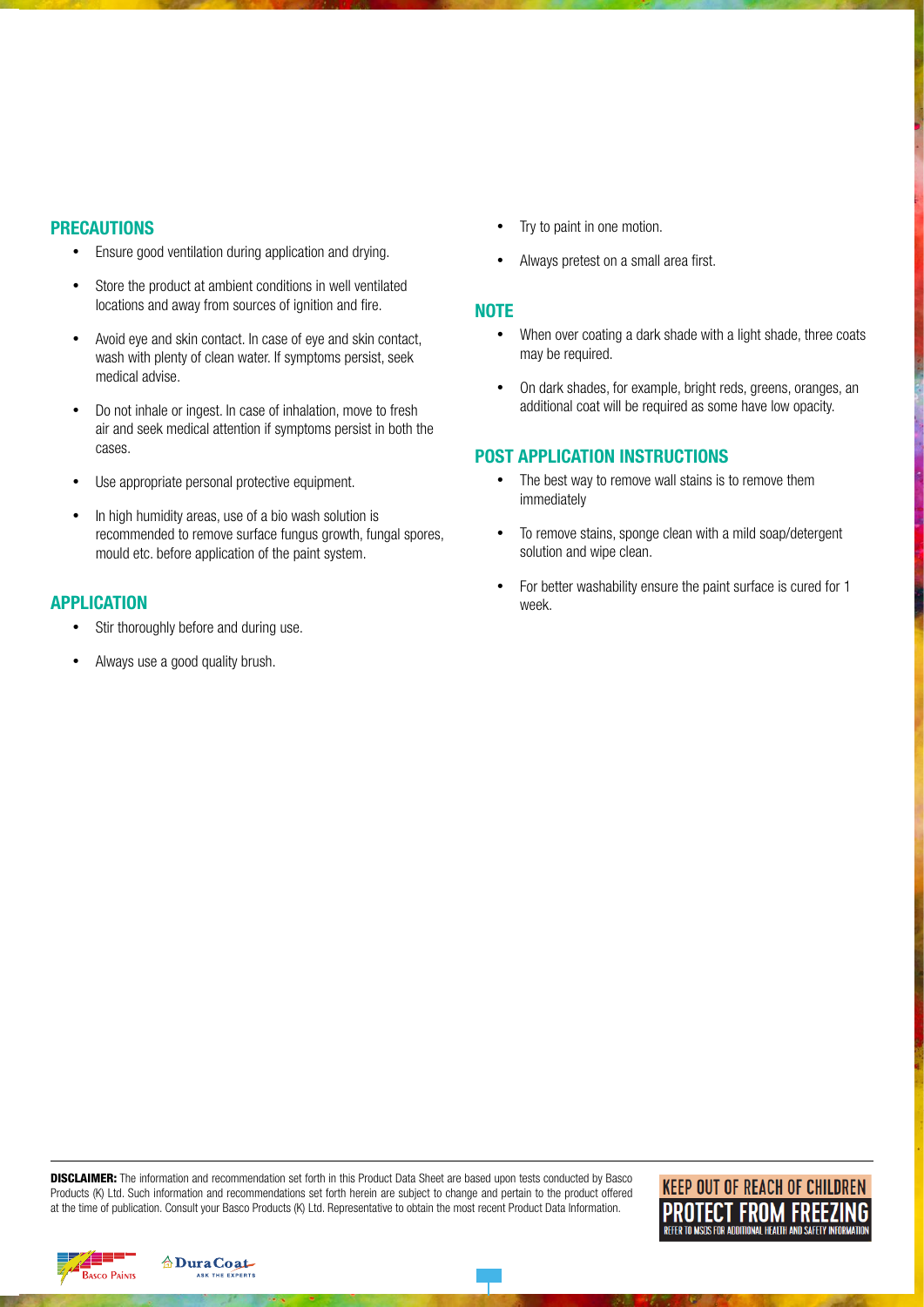## PRECAUTIONS

- Ensure good ventilation during application and drying.
- Store the product at ambient conditions in well ventilated locations and away from sources of ignition and fire.
- Avoid eye and skin contact. In case of eye and skin contact, wash with plenty of clean water. If symptoms persist, seek medical advise.
- Do not inhale or ingest. In case of inhalation, move to fresh air and seek medical attention if symptoms persist in both the cases.
- Use appropriate personal protective equipment.
- In high humidity areas, use of a bio wash solution is recommended to remove surface fungus growth, fungal spores, mould etc. before application of the paint system.

## APPLICATION

- Stir thoroughly before and during use.
- Always use a good quality brush.
- Try to paint in one motion.
- Always pretest on a small area first.

## NOTE

- When over coating a dark shade with a light shade, three coats may be required.
- On dark shades, for example, bright reds, greens, oranges, an additional coat will be required as some have low opacity.

## POST APPLICATION INSTRUCTIONS

- The best way to remove wall stains is to remove them immediately
- To remove stains, sponge clean with a mild soap/detergent solution and wipe clean.
- For better washability ensure the paint surface is cured for 1 week.

**DISCLAIMER:** The information and recommendation set forth in this Product Data Sheet are based upon tests conducted by Basco Products (K) Ltd. Such information and recommendations set forth herein are subject to change and pertain to the product offered at the time of publication. Consult your Basco Products (K) Ltd. Representative to obtain the most recent Product Data Information.

KEEP OUT OF REACH OF CHILDREN

PROTECT FROM FREEZING

REFER TO MSDS FOR ADDITIONAL HEALTH AND SAFETY INFORMATION

Basco Paints

DuraCoat ASK THE EXPERTS